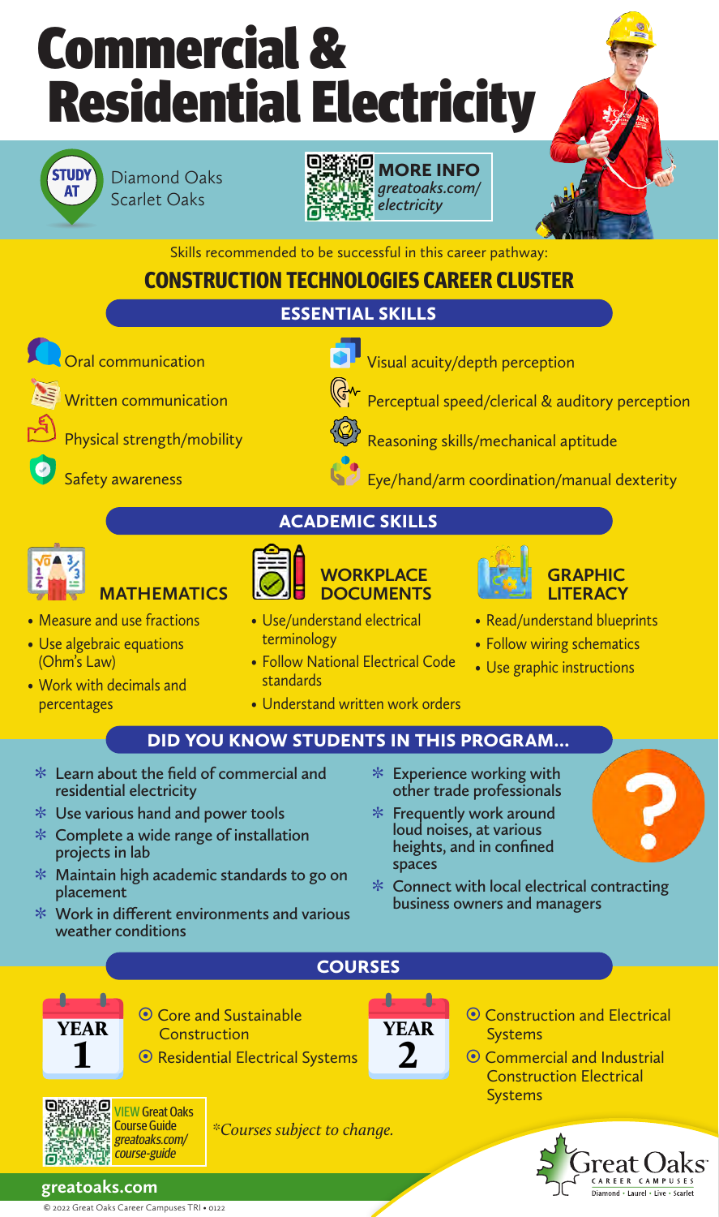# Commercial & Residential Electricity

**STUDY AT**
Diamond Oaks
Scarlet Oaks

**MORE INFO**
*greatoaks.com/electricity*

Skills recommended to be successful in this career pathway:

## CONSTRUCTION TECHNOLOGIES CAREER CLUSTER

### ESSENTIAL SKILLS

- Oral communication
- Written communication
- Physical strength/mobility
- Safety awareness
- Visual acuity/depth perception
- Perceptual speed/clerical & auditory perception
- Reasoning skills/mechanical aptitude
- Eye/hand/arm coordination/manual dexterity

### ACADEMIC SKILLS

#### MATHEMATICS

- Measure and use fractions
- Use algebraic equations (Ohm's Law)
- Work with decimals and percentages

#### WORKPLACE DOCUMENTS

- Use/understand electrical terminology
- Follow National Electrical Code standards
- Understand written work orders

#### GRAPHIC LITERACY

- Read/understand blueprints
- Follow wiring schematics
- Use graphic instructions

### DID YOU KNOW STUDENTS IN THIS PROGRAM...

- Learn about the field of commercial and residential electricity
- Use various hand and power tools
- Complete a wide range of installation projects in lab
- Maintain high academic standards to go on placement
- Work in different environments and various weather conditions
- Experience working with other trade professionals
- Frequently work around loud noises, at various heights, and in confined spaces
- Connect with local electrical contracting business owners and managers

### COURSES

**YEAR 1**
- Core and Sustainable Construction
- Residential Electrical Systems

**YEAR 2**
- Construction and Electrical Systems
- Commercial and Industrial Construction Electrical Systems

VIEW Great Oaks Course Guide
*greatoaks.com/course-guide*

*\*Courses subject to change.*

Great Oaks CAREER CAMPUSES
Diamond • Laurel • Live • Scarlet

**greatoaks.com**

© 2022 Great Oaks Career Campuses TRI • 0122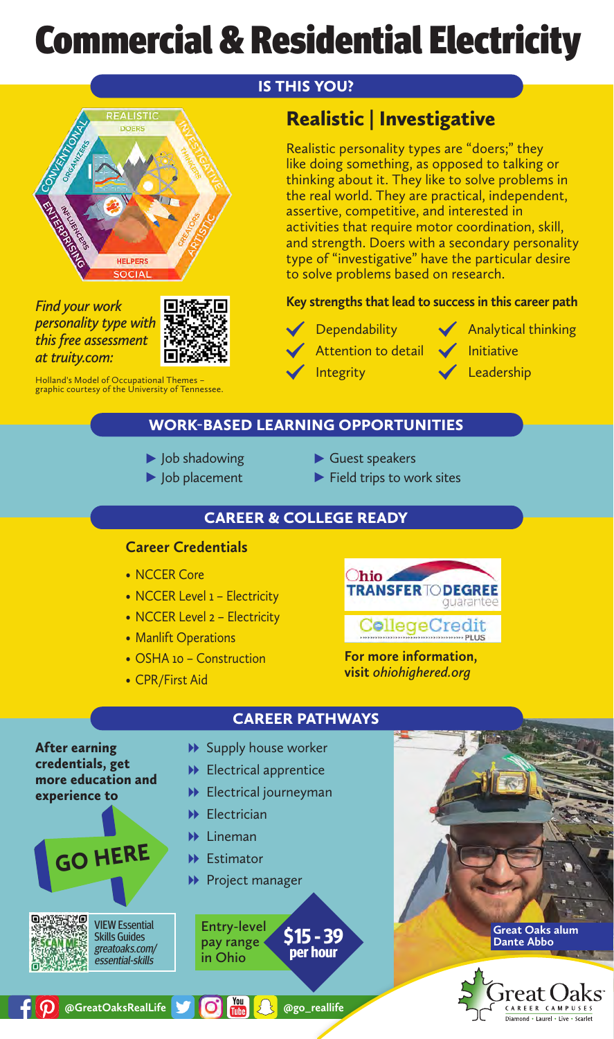# Commercial & Residential Electricity

## IS THIS YOU?

REALISTIC
DOERS
INVESTIGATIVE
THINKERS
ARTISTIC
CREATORS
SOCIAL
HELPERS
ENTERPRISING
INFLUENCERS
CONVENTIONAL
ORGANIZERS

*Find your work personality type with this free assessment at truity.com:*

Holland's Model of Occupational Themes – graphic courtesy of the University of Tennessee.

### Realistic | Investigative

Realistic personality types are "doers;" they like doing something, as opposed to talking or thinking about it. They like to solve problems in the real world. They are practical, independent, assertive, competitive, and interested in activities that require motor coordination, skill, and strength. Doers with a secondary personality type of "investigative" have the particular desire to solve problems based on research.

**Key strengths that lead to success in this career path**

- Dependability
- Attention to detail
- Integrity
- Analytical thinking
- Initiative
- Leadership

## WORK-BASED LEARNING OPPORTUNITIES

- Job shadowing
- Job placement
- Guest speakers
- Field trips to work sites

## CAREER & COLLEGE READY

### Career Credentials

- NCCER Core
- NCCER Level 1 – Electricity
- NCCER Level 2 – Electricity
- Manlift Operations
- OSHA 10 – Construction
- CPR/First Aid

Ohio TRANSFER TO DEGREE guarantee

CollegeCredit PLUS

**For more information, visit** ***ohiohighered.org***

## CAREER PATHWAYS

**After earning credentials, get more education and experience to**

**GO HERE**

- Supply house worker
- Electrical apprentice
- Electrical journeyman
- Electrician
- Lineman
- Estimator
- Project manager

SCAN ME

VIEW Essential Skills Guides *greatoaks.com/essential-skills*

**Entry-level pay range in Ohio** **$15 - 39 per hour**

Great Oaks alum Dante Abbo

Great Oaks CAREER CAMPUSES
Diamond • Laurel • Live • Scarlet

@GreatOaksRealLife @go_reallife